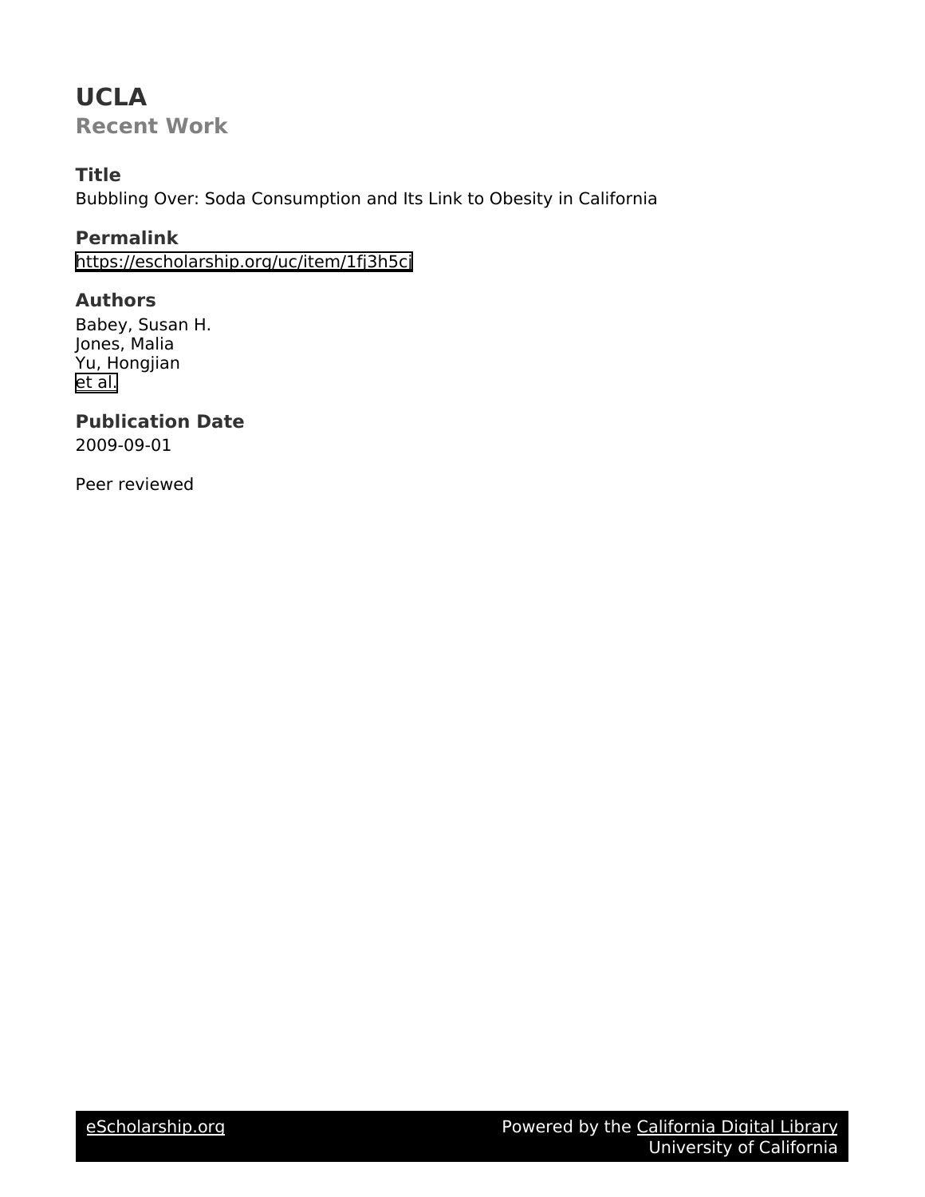# UCLA

## Recent Work

### Title

Bubbling Over: Soda Consumption and Its Link to Obesity in California

### Permalink

https://escholarship.org/uc/item/1fj3h5cj

### Authors

Babey, Susan H.
Jones, Malia
Yu, Hongjian
et al.

### Publication Date

2009-09-01

Peer reviewed

eScholarship.org Powered by the California Digital Library University of California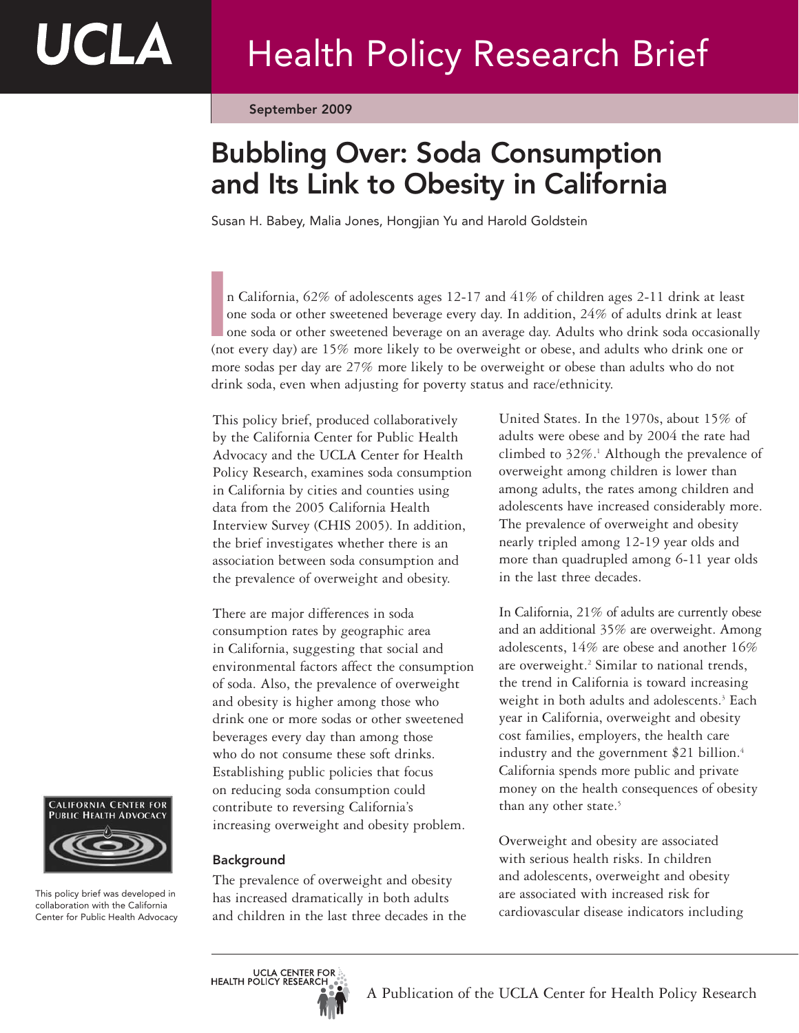# Health Policy Research Brief

September 2009

# Bubbling Over: Soda Consumption and Its Link to Obesity in California

Susan H. Babey, Malia Jones, Hongjian Yu and Harold Goldstein

In California, 62% of adolescents ages 12-17 and 41% of children ages 2-11 drink at least one soda or other sweetened beverage every day. In addition, 24% of adults drink at least one soda or other sweetened beverage on an average day. Adults who drink soda occasionally (not every day) are 15% more likely to be overweight or obese, and adults who drink one or more sodas per day are 27% more likely to be overweight or obese than adults who do not drink soda, even when adjusting for poverty status and race/ethnicity.

This policy brief, produced collaboratively by the California Center for Public Health Advocacy and the UCLA Center for Health Policy Research, examines soda consumption in California by cities and counties using data from the 2005 California Health Interview Survey (CHIS 2005). In addition, the brief investigates whether there is an association between soda consumption and the prevalence of overweight and obesity.

There are major differences in soda consumption rates by geographic area in California, suggesting that social and environmental factors affect the consumption of soda. Also, the prevalence of overweight and obesity is higher among those who drink one or more sodas or other sweetened beverages every day than among those who do not consume these soft drinks. Establishing public policies that focus on reducing soda consumption could contribute to reversing California's increasing overweight and obesity problem.

## Background

The prevalence of overweight and obesity has increased dramatically in both adults and children in the last three decades in the United States. In the 1970s, about 15% of adults were obese and by 2004 the rate had climbed to 32%.[1] Although the prevalence of overweight among children is lower than among adults, the rates among children and adolescents have increased considerably more. The prevalence of overweight and obesity nearly tripled among 12-19 year olds and more than quadrupled among 6-11 year olds in the last three decades.

In California, 21% of adults are currently obese and an additional 35% are overweight. Among adolescents, 14% are obese and another 16% are overweight.[2] Similar to national trends, the trend in California is toward increasing weight in both adults and adolescents.[3] Each year in California, overweight and obesity cost families, employers, the health care industry and the government $21 billion.[4] California spends more public and private money on the health consequences of obesity than any other state.[5]

Overweight and obesity are associated with serious health risks. In children and adolescents, overweight and obesity are associated with increased risk for cardiovascular disease indicators including

This policy brief was developed in collaboration with the California Center for Public Health Advocacy

A Publication of the UCLA Center for Health Policy Research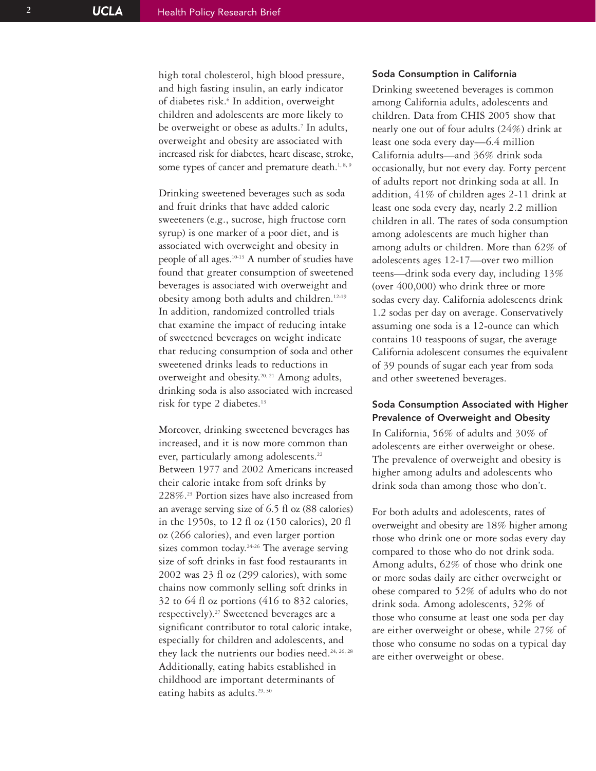high total cholesterol, high blood pressure, and high fasting insulin, an early indicator of diabetes risk.[6] In addition, overweight children and adolescents are more likely to be overweight or obese as adults.[7] In adults, overweight and obesity are associated with increased risk for diabetes, heart disease, stroke, some types of cancer and premature death.[1, 8, 9]

Drinking sweetened beverages such as soda and fruit drinks that have added caloric sweeteners (e.g., sucrose, high fructose corn syrup) is one marker of a poor diet, and is associated with overweight and obesity in people of all ages.[10-13] A number of studies have found that greater consumption of sweetened beverages is associated with overweight and obesity among both adults and children.[12-19] In addition, randomized controlled trials that examine the impact of reducing intake of sweetened beverages on weight indicate that reducing consumption of soda and other sweetened drinks leads to reductions in overweight and obesity.[20, 21] Among adults, drinking soda is also associated with increased risk for type 2 diabetes.[13]

Moreover, drinking sweetened beverages has increased, and it is now more common than ever, particularly among adolescents.[22] Between 1977 and 2002 Americans increased their calorie intake from soft drinks by 228%.[23] Portion sizes have also increased from an average serving size of 6.5 fl oz (88 calories) in the 1950s, to 12 fl oz (150 calories), 20 fl oz (266 calories), and even larger portion sizes common today.[24-26] The average serving size of soft drinks in fast food restaurants in 2002 was 23 fl oz (299 calories), with some chains now commonly selling soft drinks in 32 to 64 fl oz portions (416 to 832 calories, respectively).[27] Sweetened beverages are a significant contributor to total caloric intake, especially for children and adolescents, and they lack the nutrients our bodies need.[24, 26, 28] Additionally, eating habits established in childhood are important determinants of eating habits as adults.[29, 30]

### Soda Consumption in California

Drinking sweetened beverages is common among California adults, adolescents and children. Data from CHIS 2005 show that nearly one out of four adults (24%) drink at least one soda every day—6.4 million California adults—and 36% drink soda occasionally, but not every day. Forty percent of adults report not drinking soda at all. In addition, 41% of children ages 2-11 drink at least one soda every day, nearly 2.2 million children in all. The rates of soda consumption among adolescents are much higher than among adults or children. More than 62% of adolescents ages 12-17—over two million teens—drink soda every day, including 13% (over 400,000) who drink three or more sodas every day. California adolescents drink 1.2 sodas per day on average. Conservatively assuming one soda is a 12-ounce can which contains 10 teaspoons of sugar, the average California adolescent consumes the equivalent of 39 pounds of sugar each year from soda and other sweetened beverages.

### Soda Consumption Associated with Higher Prevalence of Overweight and Obesity

In California, 56% of adults and 30% of adolescents are either overweight or obese. The prevalence of overweight and obesity is higher among adults and adolescents who drink soda than among those who don't.

For both adults and adolescents, rates of overweight and obesity are 18% higher among those who drink one or more sodas every day compared to those who do not drink soda. Among adults, 62% of those who drink one or more sodas daily are either overweight or obese compared to 52% of adults who do not drink soda. Among adolescents, 32% of those who consume at least one soda per day are either overweight or obese, while 27% of those who consume no sodas on a typical day are either overweight or obese.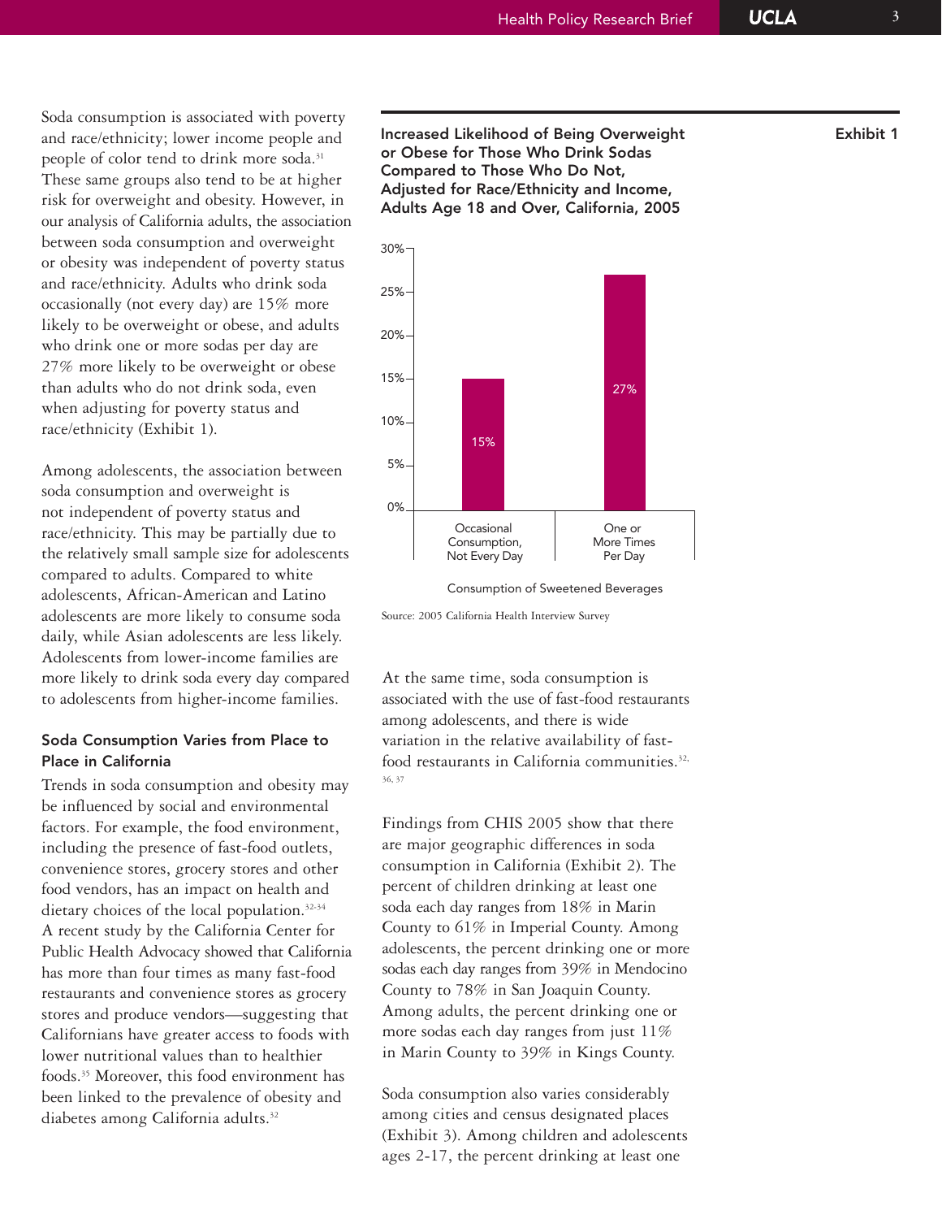Soda consumption is associated with poverty and race/ethnicity; lower income people and people of color tend to drink more soda.[31] These same groups also tend to be at higher risk for overweight and obesity. However, in our analysis of California adults, the association between soda consumption and overweight or obesity was independent of poverty status and race/ethnicity. Adults who drink soda occasionally (not every day) are 15% more likely to be overweight or obese, and adults who drink one or more sodas per day are 27% more likely to be overweight or obese than adults who do not drink soda, even when adjusting for poverty status and race/ethnicity (Exhibit 1).

Among adolescents, the association between soda consumption and overweight is not independent of poverty status and race/ethnicity. This may be partially due to the relatively small sample size for adolescents compared to adults. Compared to white adolescents, African-American and Latino adolescents are more likely to consume soda daily, while Asian adolescents are less likely. Adolescents from lower-income families are more likely to drink soda every day compared to adolescents from higher-income families.

### Soda Consumption Varies from Place to Place in California

Trends in soda consumption and obesity may be influenced by social and environmental factors. For example, the food environment, including the presence of fast-food outlets, convenience stores, grocery stores and other food vendors, has an impact on health and dietary choices of the local population.[32-34] A recent study by the California Center for Public Health Advocacy showed that California has more than four times as many fast-food restaurants and convenience stores as grocery stores and produce vendors—suggesting that Californians have greater access to foods with lower nutritional values than to healthier foods.[35] Moreover, this food environment has been linked to the prevalence of obesity and diabetes among California adults.[32]

**Exhibit 1**

**Increased Likelihood of Being Overweight or Obese for Those Who Drink Sodas Compared to Those Who Do Not, Adjusted for Race/Ethnicity and Income, Adults Age 18 and Over, California, 2005**

| Consumption of Sweetened Beverages | Increased Likelihood |
| --- | --- |
| Occasional Consumption, Not Every Day | 15% |
| One or More Times Per Day | 27% |

Source: 2005 California Health Interview Survey

At the same time, soda consumption is associated with the use of fast-food restaurants among adolescents, and there is wide variation in the relative availability of fast-food restaurants in California communities.[32, 36, 37]

Findings from CHIS 2005 show that there are major geographic differences in soda consumption in California (Exhibit 2). The percent of children drinking at least one soda each day ranges from 18% in Marin County to 61% in Imperial County. Among adolescents, the percent drinking one or more sodas each day ranges from 39% in Mendocino County to 78% in San Joaquin County. Among adults, the percent drinking one or more sodas each day ranges from just 11% in Marin County to 39% in Kings County.

Soda consumption also varies considerably among cities and census designated places (Exhibit 3). Among children and adolescents ages 2-17, the percent drinking at least one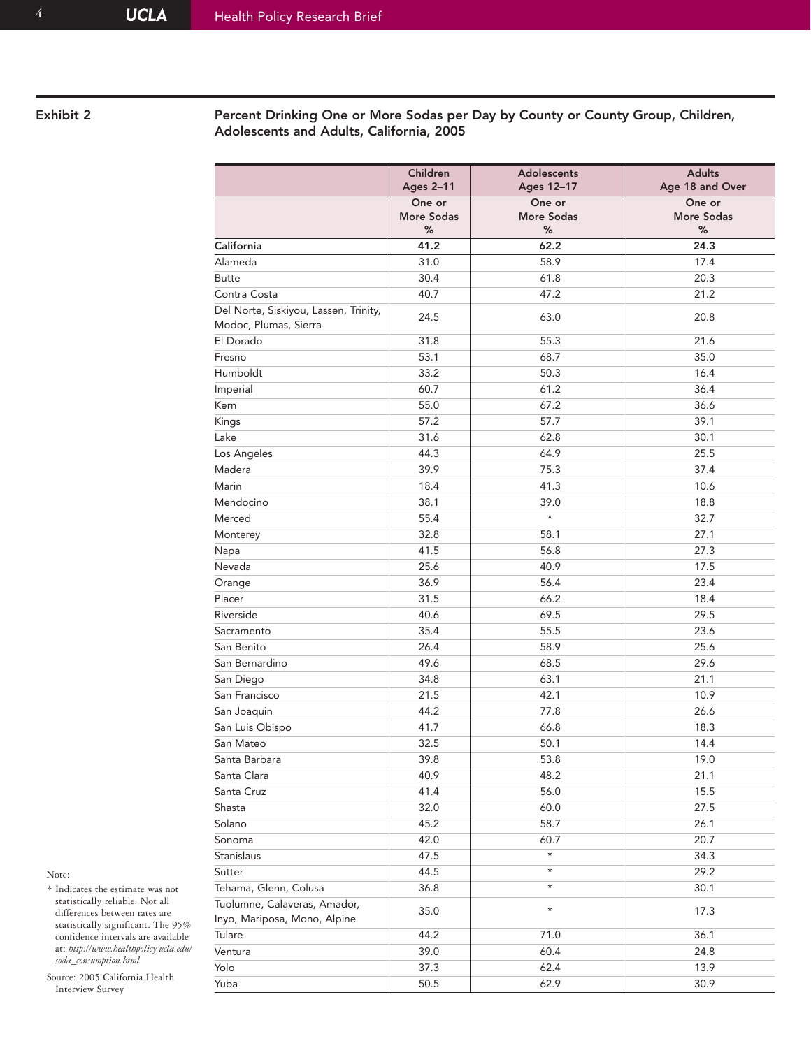**Exhibit 2**

**Percent Drinking One or More Sodas per Day by County or County Group, Children, Adolescents and Adults, California, 2005**

| | Children Ages 2–11 | Adolescents Ages 12–17 | Adults Age 18 and Over |
|---|---|---|---|
| | One or More Sodas % | One or More Sodas % | One or More Sodas % |
| **California** | **41.2** | **62.2** | **24.3** |
| Alameda | 31.0 | 58.9 | 17.4 |
| Butte | 30.4 | 61.8 | 20.3 |
| Contra Costa | 40.7 | 47.2 | 21.2 |
| Del Norte, Siskiyou, Lassen, Trinity, Modoc, Plumas, Sierra | 24.5 | 63.0 | 20.8 |
| El Dorado | 31.8 | 55.3 | 21.6 |
| Fresno | 53.1 | 68.7 | 35.0 |
| Humboldt | 33.2 | 50.3 | 16.4 |
| Imperial | 60.7 | 61.2 | 36.4 |
| Kern | 55.0 | 67.2 | 36.6 |
| Kings | 57.2 | 57.7 | 39.1 |
| Lake | 31.6 | 62.8 | 30.1 |
| Los Angeles | 44.3 | 64.9 | 25.5 |
| Madera | 39.9 | 75.3 | 37.4 |
| Marin | 18.4 | 41.3 | 10.6 |
| Mendocino | 38.1 | 39.0 | 18.8 |
| Merced | 55.4 | * | 32.7 |
| Monterey | 32.8 | 58.1 | 27.1 |
| Napa | 41.5 | 56.8 | 27.3 |
| Nevada | 25.6 | 40.9 | 17.5 |
| Orange | 36.9 | 56.4 | 23.4 |
| Placer | 31.5 | 66.2 | 18.4 |
| Riverside | 40.6 | 69.5 | 29.5 |
| Sacramento | 35.4 | 55.5 | 23.6 |
| San Benito | 26.4 | 58.9 | 25.6 |
| San Bernardino | 49.6 | 68.5 | 29.6 |
| San Diego | 34.8 | 63.1 | 21.1 |
| San Francisco | 21.5 | 42.1 | 10.9 |
| San Joaquin | 44.2 | 77.8 | 26.6 |
| San Luis Obispo | 41.7 | 66.8 | 18.3 |
| San Mateo | 32.5 | 50.1 | 14.4 |
| Santa Barbara | 39.8 | 53.8 | 19.0 |
| Santa Clara | 40.9 | 48.2 | 21.1 |
| Santa Cruz | 41.4 | 56.0 | 15.5 |
| Shasta | 32.0 | 60.0 | 27.5 |
| Solano | 45.2 | 58.7 | 26.1 |
| Sonoma | 42.0 | 60.7 | 20.7 |
| Stanislaus | 47.5 | * | 34.3 |
| Sutter | 44.5 | * | 29.2 |
| Tehama, Glenn, Colusa | 36.8 | * | 30.1 |
| Tuolumne, Calaveras, Amador, Inyo, Mariposa, Mono, Alpine | 35.0 | * | 17.3 |
| Tulare | 44.2 | 71.0 | 36.1 |
| Ventura | 39.0 | 60.4 | 24.8 |
| Yolo | 37.3 | 62.4 | 13.9 |
| Yuba | 50.5 | 62.9 | 30.9 |

Note:

* Indicates the estimate was not statistically reliable. Not all differences between rates are statistically significant. The 95% confidence intervals are available at: *http://www.healthpolicy.ucla.edu/soda_consumption.html*

Source: 2005 California Health Interview Survey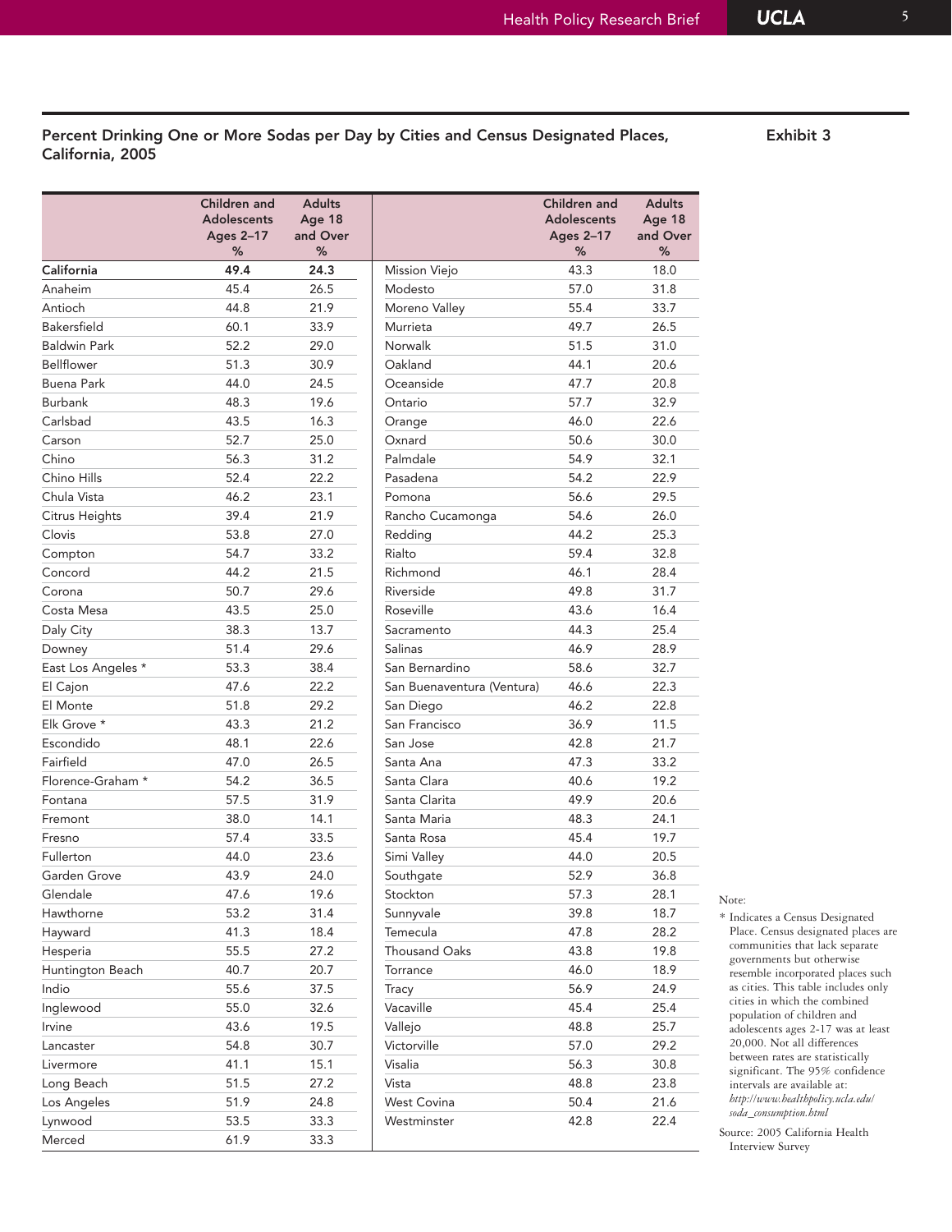## Percent Drinking One or More Sodas per Day by Cities and Census Designated Places, California, 2005

**Exhibit 3**

| | Children and Adolescents Ages 2–17 % | Adults Age 18 and Over % | | Children and Adolescents Ages 2–17 % | Adults Age 18 and Over % |
|---|---|---|---|---|---|
| **California** | **49.4** | **24.3** | Mission Viejo | 43.3 | 18.0 |
| Anaheim | 45.4 | 26.5 | Modesto | 57.0 | 31.8 |
| Antioch | 44.8 | 21.9 | Moreno Valley | 55.4 | 33.7 |
| Bakersfield | 60.1 | 33.9 | Murrieta | 49.7 | 26.5 |
| Baldwin Park | 52.2 | 29.0 | Norwalk | 51.5 | 31.0 |
| Bellflower | 51.3 | 30.9 | Oakland | 44.1 | 20.6 |
| Buena Park | 44.0 | 24.5 | Oceanside | 47.7 | 20.8 |
| Burbank | 48.3 | 19.6 | Ontario | 57.7 | 32.9 |
| Carlsbad | 43.5 | 16.3 | Orange | 46.0 | 22.6 |
| Carson | 52.7 | 25.0 | Oxnard | 50.6 | 30.0 |
| Chino | 56.3 | 31.2 | Palmdale | 54.9 | 32.1 |
| Chino Hills | 52.4 | 22.2 | Pasadena | 54.2 | 22.9 |
| Chula Vista | 46.2 | 23.1 | Pomona | 56.6 | 29.5 |
| Citrus Heights | 39.4 | 21.9 | Rancho Cucamonga | 54.6 | 26.0 |
| Clovis | 53.8 | 27.0 | Redding | 44.2 | 25.3 |
| Compton | 54.7 | 33.2 | Rialto | 59.4 | 32.8 |
| Concord | 44.2 | 21.5 | Richmond | 46.1 | 28.4 |
| Corona | 50.7 | 29.6 | Riverside | 49.8 | 31.7 |
| Costa Mesa | 43.5 | 25.0 | Roseville | 43.6 | 16.4 |
| Daly City | 38.3 | 13.7 | Sacramento | 44.3 | 25.4 |
| Downey | 51.4 | 29.6 | Salinas | 46.9 | 28.9 |
| East Los Angeles * | 53.3 | 38.4 | San Bernardino | 58.6 | 32.7 |
| El Cajon | 47.6 | 22.2 | San Buenaventura (Ventura) | 46.6 | 22.3 |
| El Monte | 51.8 | 29.2 | San Diego | 46.2 | 22.8 |
| Elk Grove * | 43.3 | 21.2 | San Francisco | 36.9 | 11.5 |
| Escondido | 48.1 | 22.6 | San Jose | 42.8 | 21.7 |
| Fairfield | 47.0 | 26.5 | Santa Ana | 47.3 | 33.2 |
| Florence-Graham * | 54.2 | 36.5 | Santa Clara | 40.6 | 19.2 |
| Fontana | 57.5 | 31.9 | Santa Clarita | 49.9 | 20.6 |
| Fremont | 38.0 | 14.1 | Santa Maria | 48.3 | 24.1 |
| Fresno | 57.4 | 33.5 | Santa Rosa | 45.4 | 19.7 |
| Fullerton | 44.0 | 23.6 | Simi Valley | 44.0 | 20.5 |
| Garden Grove | 43.9 | 24.0 | Southgate | 52.9 | 36.8 |
| Glendale | 47.6 | 19.6 | Stockton | 57.3 | 28.1 |
| Hawthorne | 53.2 | 31.4 | Sunnyvale | 39.8 | 18.7 |
| Hayward | 41.3 | 18.4 | Temecula | 47.8 | 28.2 |
| Hesperia | 55.5 | 27.2 | Thousand Oaks | 43.8 | 19.8 |
| Huntington Beach | 40.7 | 20.7 | Torrance | 46.0 | 18.9 |
| Indio | 55.6 | 37.5 | Tracy | 56.9 | 24.9 |
| Inglewood | 55.0 | 32.6 | Vacaville | 45.4 | 25.4 |
| Irvine | 43.6 | 19.5 | Vallejo | 48.8 | 25.7 |
| Lancaster | 54.8 | 30.7 | Victorville | 57.0 | 29.2 |
| Livermore | 41.1 | 15.1 | Visalia | 56.3 | 30.8 |
| Long Beach | 51.5 | 27.2 | Vista | 48.8 | 23.8 |
| Los Angeles | 51.9 | 24.8 | West Covina | 50.4 | 21.6 |
| Lynwood | 53.5 | 33.3 | Westminster | 42.8 | 22.4 |
| Merced | 61.9 | 33.3 | | | |

Note:

* Indicates a Census Designated Place. Census designated places are communities that lack separate governments but otherwise resemble incorporated places such as cities. This table includes only cities in which the combined population of children and adolescents ages 2-17 was at least 20,000. Not all differences between rates are statistically significant. The 95% confidence intervals are available at: *http://www.healthpolicy.ucla.edu/soda_consumption.html*

Source: 2005 California Health Interview Survey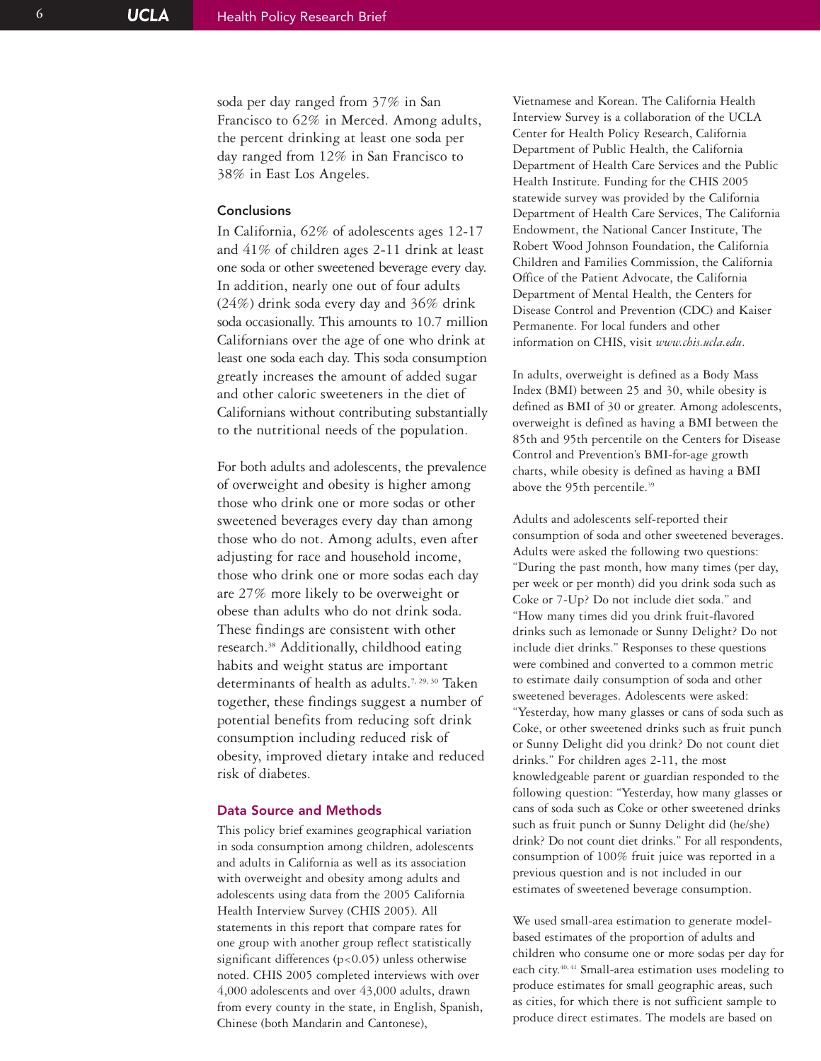soda per day ranged from 37% in San Francisco to 62% in Merced. Among adults, the percent drinking at least one soda per day ranged from 12% in San Francisco to 38% in East Los Angeles.

### Conclusions

In California, 62% of adolescents ages 12-17 and 41% of children ages 2-11 drink at least one soda or other sweetened beverage every day. In addition, nearly one out of four adults (24%) drink soda every day and 36% drink soda occasionally. This amounts to 10.7 million Californians over the age of one who drink at least one soda each day. This soda consumption greatly increases the amount of added sugar and other caloric sweeteners in the diet of Californians without contributing substantially to the nutritional needs of the population.

For both adults and adolescents, the prevalence of overweight and obesity is higher among those who drink one or more sodas or other sweetened beverages every day than among those who do not. Among adults, even after adjusting for race and household income, those who drink one or more sodas each day are 27% more likely to be overweight or obese than adults who do not drink soda. These findings are consistent with other research.[38] Additionally, childhood eating habits and weight status are important determinants of health as adults.[7, 29, 30] Taken together, these findings suggest a number of potential benefits from reducing soft drink consumption including reduced risk of obesity, improved dietary intake and reduced risk of diabetes.

### Data Source and Methods

This policy brief examines geographical variation in soda consumption among children, adolescents and adults in California as well as its association with overweight and obesity among adults and adolescents using data from the 2005 California Health Interview Survey (CHIS 2005). All statements in this report that compare rates for one group with another group reflect statistically significant differences ($p<0.05$) unless otherwise noted. CHIS 2005 completed interviews with over 4,000 adolescents and over 43,000 adults, drawn from every county in the state, in English, Spanish, Chinese (both Mandarin and Cantonese), Vietnamese and Korean. The California Health Interview Survey is a collaboration of the UCLA Center for Health Policy Research, California Department of Public Health, the California Department of Health Care Services and the Public Health Institute. Funding for the CHIS 2005 statewide survey was provided by the California Department of Health Care Services, The California Endowment, the National Cancer Institute, The Robert Wood Johnson Foundation, the California Children and Families Commission, the California Office of the Patient Advocate, the California Department of Mental Health, the Centers for Disease Control and Prevention (CDC) and Kaiser Permanente. For local funders and other information on CHIS, visit *www.chis.ucla.edu*.

In adults, overweight is defined as a Body Mass Index (BMI) between 25 and 30, while obesity is defined as BMI of 30 or greater. Among adolescents, overweight is defined as having a BMI between the 85th and 95th percentile on the Centers for Disease Control and Prevention's BMI-for-age growth charts, while obesity is defined as having a BMI above the 95th percentile.[39]

Adults and adolescents self-reported their consumption of soda and other sweetened beverages. Adults were asked the following two questions: "During the past month, how many times (per day, per week or per month) did you drink soda such as Coke or 7-Up? Do not include diet soda." and "How many times did you drink fruit-flavored drinks such as lemonade or Sunny Delight? Do not include diet drinks." Responses to these questions were combined and converted to a common metric to estimate daily consumption of soda and other sweetened beverages. Adolescents were asked: "Yesterday, how many glasses or cans of soda such as Coke, or other sweetened drinks such as fruit punch or Sunny Delight did you drink? Do not count diet drinks." For children ages 2-11, the most knowledgeable parent or guardian responded to the following question: "Yesterday, how many glasses or cans of soda such as Coke or other sweetened drinks such as fruit punch or Sunny Delight did (he/she) drink? Do not count diet drinks." For all respondents, consumption of 100% fruit juice was reported in a previous question and is not included in our estimates of sweetened beverage consumption.

We used small-area estimation to generate model-based estimates of the proportion of adults and children who consume one or more sodas per day for each city.[40, 41] Small-area estimation uses modeling to produce estimates for small geographic areas, such as cities, for which there is not sufficient sample to produce direct estimates. The models are based on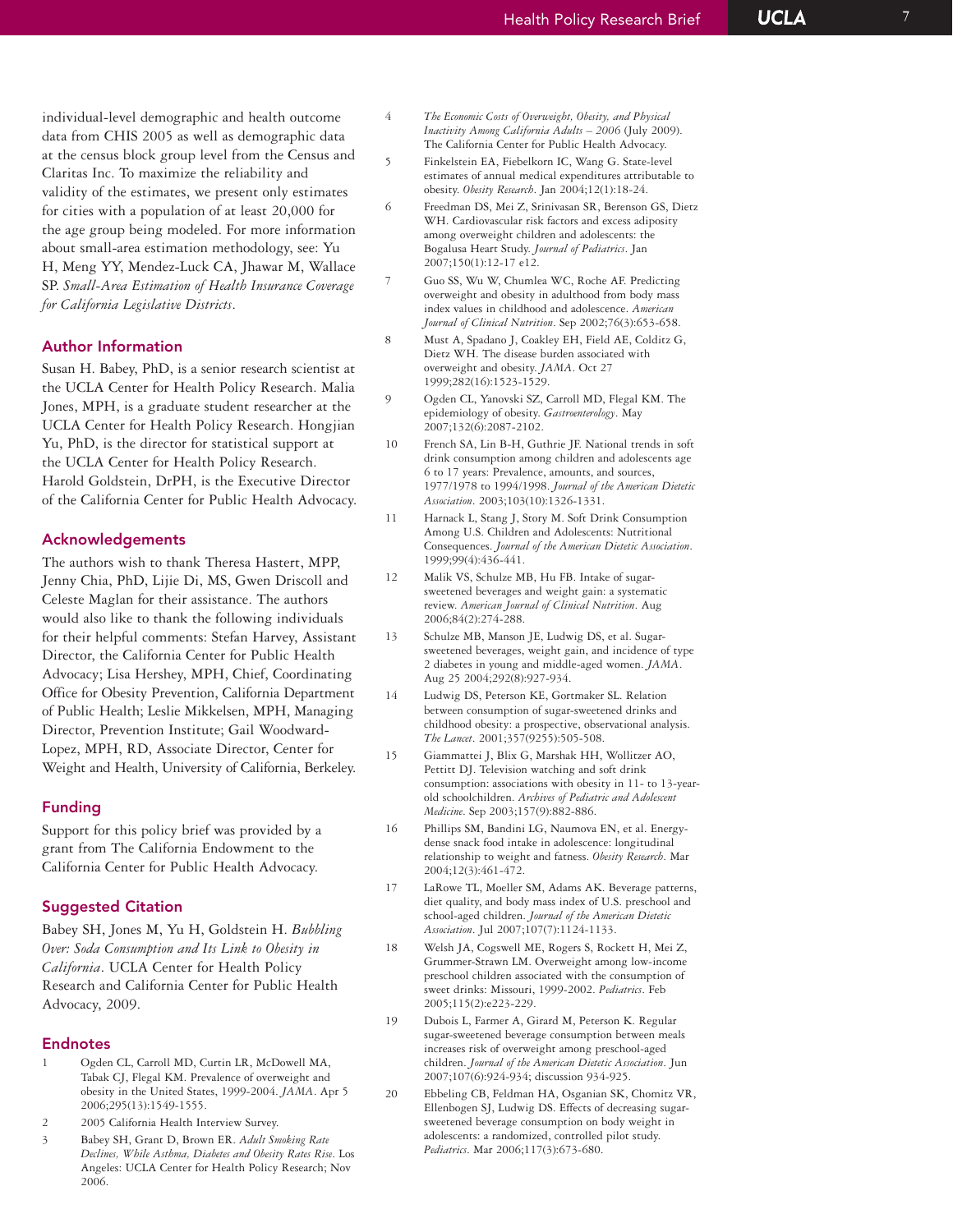individual-level demographic and health outcome data from CHIS 2005 as well as demographic data at the census block group level from the Census and Claritas Inc. To maximize the reliability and validity of the estimates, we present only estimates for cities with a population of at least 20,000 for the age group being modeled. For more information about small-area estimation methodology, see: Yu H, Meng YY, Mendez-Luck CA, Jhawar M, Wallace SP. *Small-Area Estimation of Health Insurance Coverage for California Legislative Districts*.

## Author Information

Susan H. Babey, PhD, is a senior research scientist at the UCLA Center for Health Policy Research. Malia Jones, MPH, is a graduate student researcher at the UCLA Center for Health Policy Research. Hongjian Yu, PhD, is the director for statistical support at the UCLA Center for Health Policy Research. Harold Goldstein, DrPH, is the Executive Director of the California Center for Public Health Advocacy.

## Acknowledgements

The authors wish to thank Theresa Hastert, MPP, Jenny Chia, PhD, Lijie Di, MS, Gwen Driscoll and Celeste Maglan for their assistance. The authors would also like to thank the following individuals for their helpful comments: Stefan Harvey, Assistant Director, the California Center for Public Health Advocacy; Lisa Hershey, MPH, Chief, Coordinating Office for Obesity Prevention, California Department of Public Health; Leslie Mikkelsen, MPH, Managing Director, Prevention Institute; Gail Woodward-Lopez, MPH, RD, Associate Director, Center for Weight and Health, University of California, Berkeley.

## Funding

Support for this policy brief was provided by a grant from The California Endowment to the California Center for Public Health Advocacy.

## Suggested Citation

Babey SH, Jones M, Yu H, Goldstein H. *Bubbling Over: Soda Consumption and Its Link to Obesity in California*. UCLA Center for Health Policy Research and California Center for Public Health Advocacy, 2009.

## Endnotes

1. Ogden CL, Carroll MD, Curtin LR, McDowell MA, Tabak CJ, Flegal KM. Prevalence of overweight and obesity in the United States, 1999-2004. *JAMA*. Apr 5 2006;295(13):1549-1555.
2. 2005 California Health Interview Survey.
3. Babey SH, Grant D, Brown ER. *Adult Smoking Rate Declines, While Asthma, Diabetes and Obesity Rates Rise*. Los Angeles: UCLA Center for Health Policy Research; Nov 2006.
4. *The Economic Costs of Overweight, Obesity, and Physical Inactivity Among California Adults – 2006* (July 2009). The California Center for Public Health Advocacy.
5. Finkelstein EA, Fiebelkorn IC, Wang G. State-level estimates of annual medical expenditures attributable to obesity. *Obesity Research*. Jan 2004;12(1):18-24.
6. Freedman DS, Mei Z, Srinivasan SR, Berenson GS, Dietz WH. Cardiovascular risk factors and excess adiposity among overweight children and adolescents: the Bogalusa Heart Study. *Journal of Pediatrics*. Jan 2007;150(1):12-17 e12.
7. Guo SS, Wu W, Chumlea WC, Roche AF. Predicting overweight and obesity in adulthood from body mass index values in childhood and adolescence. *American Journal of Clinical Nutrition*. Sep 2002;76(3):653-658.
8. Must A, Spadano J, Coakley EH, Field AE, Colditz G, Dietz WH. The disease burden associated with overweight and obesity. *JAMA*. Oct 27 1999;282(16):1523-1529.
9. Ogden CL, Yanovski SZ, Carroll MD, Flegal KM. The epidemiology of obesity. *Gastroenterology*. May 2007;132(6):2087-2102.
10. French SA, Lin B-H, Guthrie JF. National trends in soft drink consumption among children and adolescents age 6 to 17 years: Prevalence, amounts, and sources, 1977/1978 to 1994/1998. *Journal of the American Dietetic Association*. 2003;103(10):1326-1331.
11. Harnack L, Stang J, Story M. Soft Drink Consumption Among U.S. Children and Adolescents: Nutritional Consequences. *Journal of the American Dietetic Association*. 1999;99(4):436-441.
12. Malik VS, Schulze MB, Hu FB. Intake of sugar-sweetened beverages and weight gain: a systematic review. *American Journal of Clinical Nutrition*. Aug 2006;84(2):274-288.
13. Schulze MB, Manson JE, Ludwig DS, et al. Sugar-sweetened beverages, weight gain, and incidence of type 2 diabetes in young and middle-aged women. *JAMA*. Aug 25 2004;292(8):927-934.
14. Ludwig DS, Peterson KE, Gortmaker SL. Relation between consumption of sugar-sweetened drinks and childhood obesity: a prospective, observational analysis. *The Lancet*. 2001;357(9255):505-508.
15. Giammattei J, Blix G, Marshak HH, Wollitzer AO, Pettitt DJ. Television watching and soft drink consumption: associations with obesity in 11- to 13-year-old schoolchildren. *Archives of Pediatric and Adolescent Medicine*. Sep 2003;157(9):882-886.
16. Phillips SM, Bandini LG, Naumova EN, et al. Energy-dense snack food intake in adolescence: longitudinal relationship to weight and fatness. *Obesity Research*. Mar 2004;12(3):461-472.
17. LaRowe TL, Moeller SM, Adams AK. Beverage patterns, diet quality, and body mass index of U.S. preschool and school-aged children. *Journal of the American Dietetic Association*. Jul 2007;107(7):1124-1133.
18. Welsh JA, Cogswell ME, Rogers S, Rockett H, Mei Z, Grummer-Strawn LM. Overweight among low-income preschool children associated with the consumption of sweet drinks: Missouri, 1999-2002. *Pediatrics*. Feb 2005;115(2):e223-229.
19. Dubois L, Farmer A, Girard M, Peterson K. Regular sugar-sweetened beverage consumption between meals increases risk of overweight among preschool-aged children. *Journal of the American Dietetic Association*. Jun 2007;107(6):924-934; discussion 934-925.
20. Ebbeling CB, Feldman HA, Osganian SK, Chomitz VR, Ellenbogen SJ, Ludwig DS. Effects of decreasing sugar-sweetened beverage consumption on body weight in adolescents: a randomized, controlled pilot study. *Pediatrics*. Mar 2006;117(3):673-680.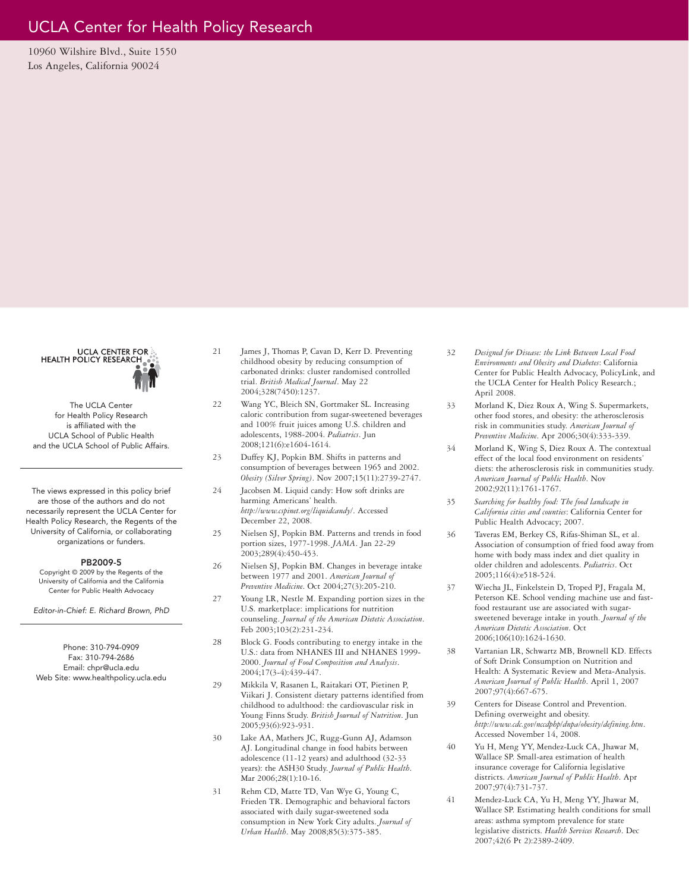# UCLA Center for Health Policy Research

10960 Wilshire Blvd., Suite 1550
Los Angeles, California 90024

UCLA CENTER FOR HEALTH POLICY RESEARCH

The UCLA Center for Health Policy Research is affiliated with the UCLA School of Public Health and the UCLA School of Public Affairs.

---

The views expressed in this policy brief are those of the authors and do not necessarily represent the UCLA Center for Health Policy Research, the Regents of the University of California, or collaborating organizations or funders.

**PB2009-5**
Copyright © 2009 by the Regents of the University of California and the California Center for Public Health Advocacy

*Editor-in-Chief: E. Richard Brown, PhD*

---

Phone: 310-794-0909
Fax: 310-794-2686
Email: chpr@ucla.edu
Web Site: www.healthpolicy.ucla.edu

21 James J, Thomas P, Cavan D, Kerr D. Preventing childhood obesity by reducing consumption of carbonated drinks: cluster randomised controlled trial. *British Medical Journal*. May 22 2004;328(7450):1237.

22 Wang YC, Bleich SN, Gortmaker SL. Increasing caloric contribution from sugar-sweetened beverages and 100% fruit juices among U.S. children and adolescents, 1988-2004. *Pediatrics*. Jun 2008;121(6):e1604-1614.

23 Duffey KJ, Popkin BM. Shifts in patterns and consumption of beverages between 1965 and 2002. *Obesity (Silver Spring)*. Nov 2007;15(11):2739-2747.

24 Jacobsen M. Liquid candy: How soft drinks are harming Americans' health. *http://www.cspinet.org/liquidcandy/*. Accessed December 22, 2008.

25 Nielsen SJ, Popkin BM. Patterns and trends in food portion sizes, 1977-1998. *JAMA*. Jan 22-29 2003;289(4):450-453.

26 Nielsen SJ, Popkin BM. Changes in beverage intake between 1977 and 2001. *American Journal of Preventive Medicine*. Oct 2004;27(3):205-210.

27 Young LR, Nestle M. Expanding portion sizes in the U.S. marketplace: implications for nutrition counseling. *Journal of the American Dietetic Association*. Feb 2003;103(2):231-234.

28 Block G. Foods contributing to energy intake in the U.S.: data from NHANES III and NHANES 1999-2000. *Journal of Food Composition and Analysis*. 2004;17(3-4):439-447.

29 Mikkila V, Rasanen L, Raitakari OT, Pietinen P, Viikari J. Consistent dietary patterns identified from childhood to adulthood: the cardiovascular risk in Young Finns Study. *British Journal of Nutrition*. Jun 2005;93(6):923-931.

30 Lake AA, Mathers JC, Rugg-Gunn AJ, Adamson AJ. Longitudinal change in food habits between adolescence (11-12 years) and adulthood (32-33 years): the ASH30 Study. *Journal of Public Health*. Mar 2006;28(1):10-16.

31 Rehm CD, Matte TD, Van Wye G, Young C, Frieden TR. Demographic and behavioral factors associated with daily sugar-sweetened soda consumption in New York City adults. *Journal of Urban Health*. May 2008;85(3):375-385.

32 *Designed for Disease: the Link Between Local Food Environments and Obesity and Diabetes*: California Center for Public Health Advocacy, PolicyLink, and the UCLA Center for Health Policy Research.; April 2008.

33 Morland K, Diez Roux A, Wing S. Supermarkets, other food stores, and obesity: the atherosclerosis risk in communities study. *American Journal of Preventive Medicine*. Apr 2006;30(4):333-339.

34 Morland K, Wing S, Diez Roux A. The contextual effect of the local food environment on residents' diets: the atherosclerosis risk in communities study. *American Journal of Public Health*. Nov 2002;92(11):1761-1767.

35 *Searching for healthy food: The food landscape in California cities and counties*: California Center for Public Health Advocacy; 2007.

36 Taveras EM, Berkey CS, Rifas-Shiman SL, et al. Association of consumption of fried food away from home with body mass index and diet quality in older children and adolescents. *Pediatrics*. Oct 2005;116(4):e518-524.

37 Wiecha JL, Finkelstein D, Troped PJ, Fragala M, Peterson KE. School vending machine use and fast-food restaurant use are associated with sugar-sweetened beverage intake in youth. *Journal of the American Dietetic Association*. Oct 2006;106(10):1624-1630.

38 Vartanian LR, Schwartz MB, Brownell KD. Effects of Soft Drink Consumption on Nutrition and Health: A Systematic Review and Meta-Analysis. *American Journal of Public Health*. April 1, 2007 2007;97(4):667-675.

39 Centers for Disease Control and Prevention. Defining overweight and obesity. *http://www.cdc.gov/nccdphp/dnpa/obesity/defining.htm*. Accessed November 14, 2008.

40 Yu H, Meng YY, Mendez-Luck CA, Jhawar M, Wallace SP. Small-area estimation of health insurance coverage for California legislative districts. *American Journal of Public Health*. Apr 2007;97(4):731-737.

41 Mendez-Luck CA, Yu H, Meng YY, Jhawar M, Wallace SP. Estimating health conditions for small areas: asthma symptom prevalence for state legislative districts. *Health Services Research*. Dec 2007;42(6 Pt 2):2389-2409.